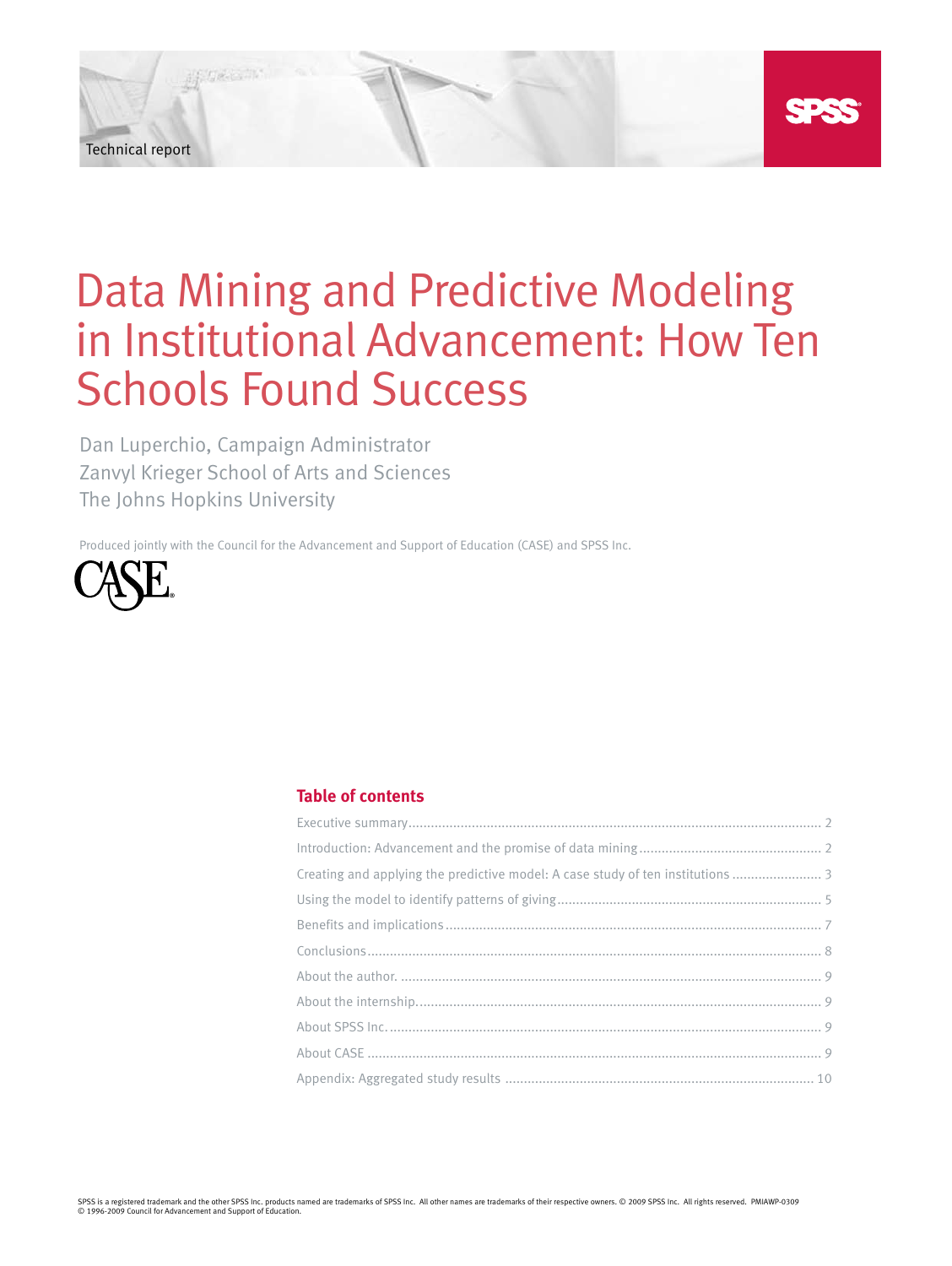Technical report

# Data Mining and Predictive Modeling in Institutional Advancement: How Ten Schools Found Success

Dan Luperchio, Campaign Administrator
Zanvyl Krieger School of Arts and Sciences
The Johns Hopkins University

Produced jointly with the Council for the Advancement and Support of Education (CASE) and SPSS Inc.

## Table of contents

| | |
|---|---|
| Executive summary | 2 |
| Introduction: Advancement and the promise of data mining | 2 |
| Creating and applying the predictive model: A case study of ten institutions | 3 |
| Using the model to identify patterns of giving | 5 |
| Benefits and implications | 7 |
| Conclusions | 8 |
| About the author. | 9 |
| About the internship. | 9 |
| About SPSS Inc. | 9 |
| About CASE | 9 |
| Appendix: Aggregated study results | 10 |

SPSS is a registered trademark and the other SPSS Inc. products named are trademarks of SPSS Inc. All other names are trademarks of their respective owners. © 2009 SPSS Inc. All rights reserved. PMIAWP-0309
© 1996-2009 Council for Advancement and Support of Education.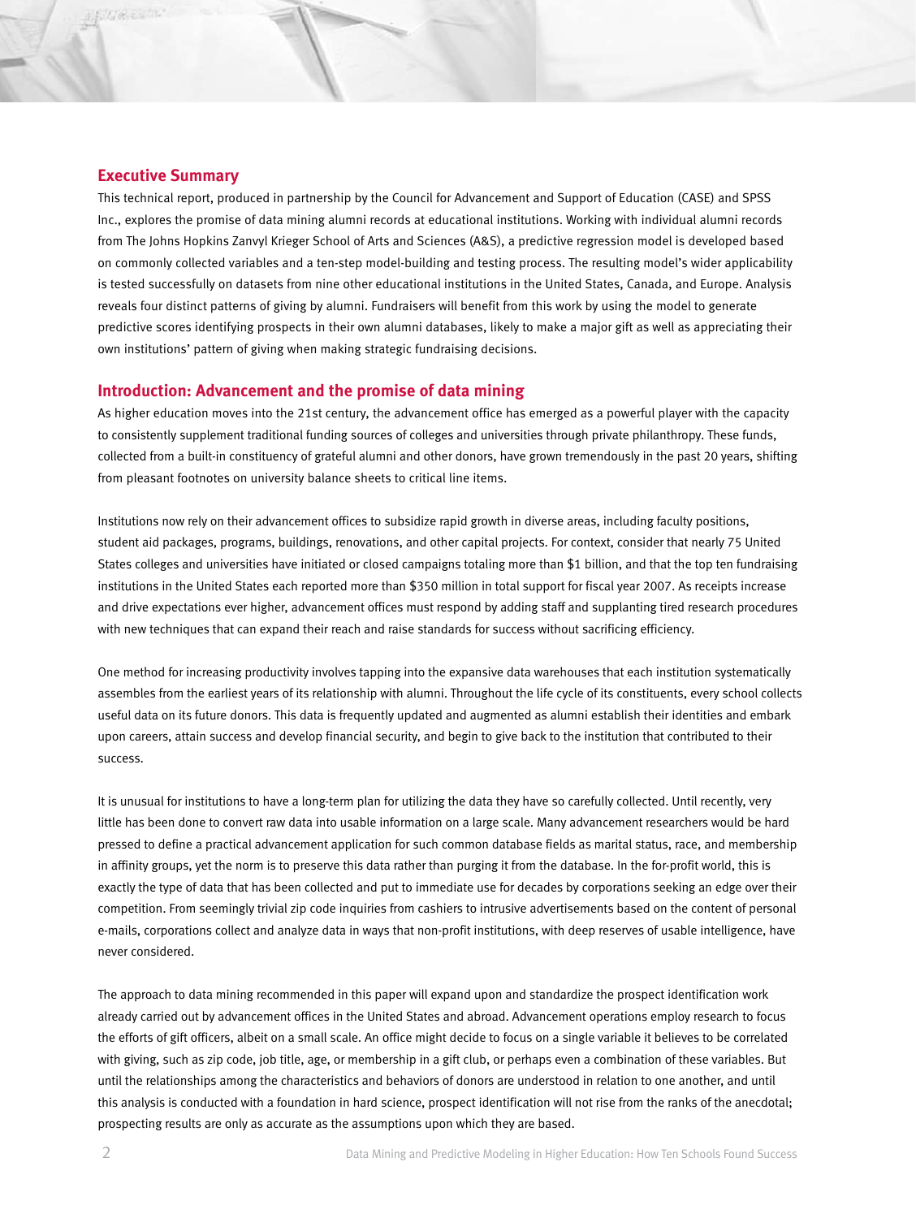## Executive Summary

This technical report, produced in partnership by the Council for Advancement and Support of Education (CASE) and SPSS Inc., explores the promise of data mining alumni records at educational institutions. Working with individual alumni records from The Johns Hopkins Zanvyl Krieger School of Arts and Sciences (A&S), a predictive regression model is developed based on commonly collected variables and a ten-step model-building and testing process. The resulting model's wider applicability is tested successfully on datasets from nine other educational institutions in the United States, Canada, and Europe. Analysis reveals four distinct patterns of giving by alumni. Fundraisers will benefit from this work by using the model to generate predictive scores identifying prospects in their own alumni databases, likely to make a major gift as well as appreciating their own institutions' pattern of giving when making strategic fundraising decisions.

## Introduction: Advancement and the promise of data mining

As higher education moves into the 21st century, the advancement office has emerged as a powerful player with the capacity to consistently supplement traditional funding sources of colleges and universities through private philanthropy. These funds, collected from a built-in constituency of grateful alumni and other donors, have grown tremendously in the past 20 years, shifting from pleasant footnotes on university balance sheets to critical line items.

Institutions now rely on their advancement offices to subsidize rapid growth in diverse areas, including faculty positions, student aid packages, programs, buildings, renovations, and other capital projects. For context, consider that nearly 75 United States colleges and universities have initiated or closed campaigns totaling more than $1 billion, and that the top ten fundraising institutions in the United States each reported more than $350 million in total support for fiscal year 2007. As receipts increase and drive expectations ever higher, advancement offices must respond by adding staff and supplanting tired research procedures with new techniques that can expand their reach and raise standards for success without sacrificing efficiency.

One method for increasing productivity involves tapping into the expansive data warehouses that each institution systematically assembles from the earliest years of its relationship with alumni. Throughout the life cycle of its constituents, every school collects useful data on its future donors. This data is frequently updated and augmented as alumni establish their identities and embark upon careers, attain success and develop financial security, and begin to give back to the institution that contributed to their success.

It is unusual for institutions to have a long-term plan for utilizing the data they have so carefully collected. Until recently, very little has been done to convert raw data into usable information on a large scale. Many advancement researchers would be hard pressed to define a practical advancement application for such common database fields as marital status, race, and membership in affinity groups, yet the norm is to preserve this data rather than purging it from the database. In the for-profit world, this is exactly the type of data that has been collected and put to immediate use for decades by corporations seeking an edge over their competition. From seemingly trivial zip code inquiries from cashiers to intrusive advertisements based on the content of personal e-mails, corporations collect and analyze data in ways that non-profit institutions, with deep reserves of usable intelligence, have never considered.

The approach to data mining recommended in this paper will expand upon and standardize the prospect identification work already carried out by advancement offices in the United States and abroad. Advancement operations employ research to focus the efforts of gift officers, albeit on a small scale. An office might decide to focus on a single variable it believes to be correlated with giving, such as zip code, job title, age, or membership in a gift club, or perhaps even a combination of these variables. But until the relationships among the characteristics and behaviors of donors are understood in relation to one another, and until this analysis is conducted with a foundation in hard science, prospect identification will not rise from the ranks of the anecdotal; prospecting results are only as accurate as the assumptions upon which they are based.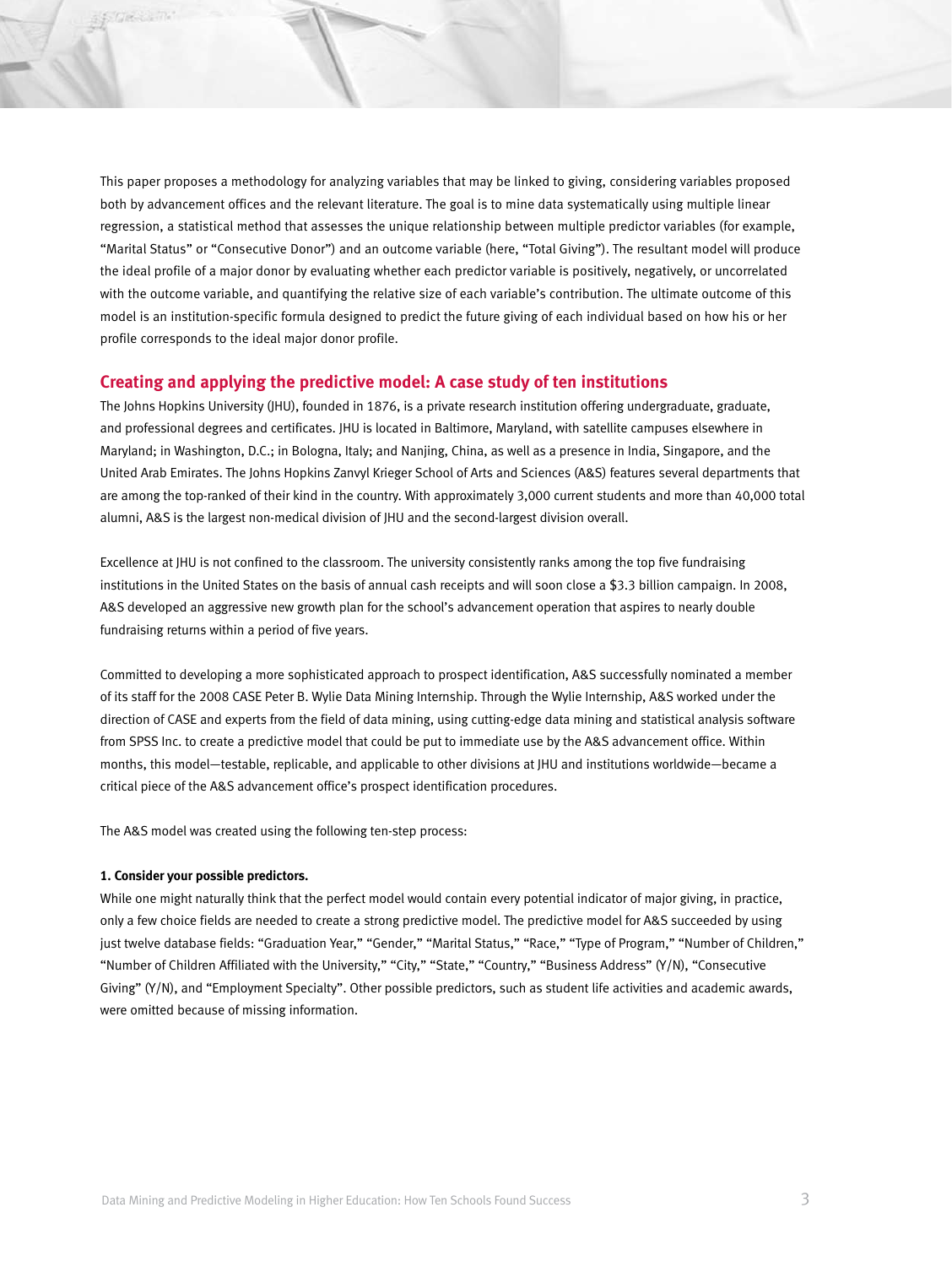This paper proposes a methodology for analyzing variables that may be linked to giving, considering variables proposed both by advancement offices and the relevant literature. The goal is to mine data systematically using multiple linear regression, a statistical method that assesses the unique relationship between multiple predictor variables (for example, "Marital Status" or "Consecutive Donor") and an outcome variable (here, "Total Giving"). The resultant model will produce the ideal profile of a major donor by evaluating whether each predictor variable is positively, negatively, or uncorrelated with the outcome variable, and quantifying the relative size of each variable's contribution. The ultimate outcome of this model is an institution-specific formula designed to predict the future giving of each individual based on how his or her profile corresponds to the ideal major donor profile.

## Creating and applying the predictive model: A case study of ten institutions

The Johns Hopkins University (JHU), founded in 1876, is a private research institution offering undergraduate, graduate, and professional degrees and certificates. JHU is located in Baltimore, Maryland, with satellite campuses elsewhere in Maryland; in Washington, D.C.; in Bologna, Italy; and Nanjing, China, as well as a presence in India, Singapore, and the United Arab Emirates. The Johns Hopkins Zanvyl Krieger School of Arts and Sciences (A&S) features several departments that are among the top-ranked of their kind in the country. With approximately 3,000 current students and more than 40,000 total alumni, A&S is the largest non-medical division of JHU and the second-largest division overall.

Excellence at JHU is not confined to the classroom. The university consistently ranks among the top five fundraising institutions in the United States on the basis of annual cash receipts and will soon close a $3.3 billion campaign. In 2008, A&S developed an aggressive new growth plan for the school's advancement operation that aspires to nearly double fundraising returns within a period of five years.

Committed to developing a more sophisticated approach to prospect identification, A&S successfully nominated a member of its staff for the 2008 CASE Peter B. Wylie Data Mining Internship. Through the Wylie Internship, A&S worked under the direction of CASE and experts from the field of data mining, using cutting-edge data mining and statistical analysis software from SPSS Inc. to create a predictive model that could be put to immediate use by the A&S advancement office. Within months, this model—testable, replicable, and applicable to other divisions at JHU and institutions worldwide—became a critical piece of the A&S advancement office's prospect identification procedures.

The A&S model was created using the following ten-step process:

**1. Consider your possible predictors.**

While one might naturally think that the perfect model would contain every potential indicator of major giving, in practice, only a few choice fields are needed to create a strong predictive model. The predictive model for A&S succeeded by using just twelve database fields: "Graduation Year," "Gender," "Marital Status," "Race," "Type of Program," "Number of Children," "Number of Children Affiliated with the University," "City," "State," "Country," "Business Address" (Y/N), "Consecutive Giving" (Y/N), and "Employment Specialty". Other possible predictors, such as student life activities and academic awards, were omitted because of missing information.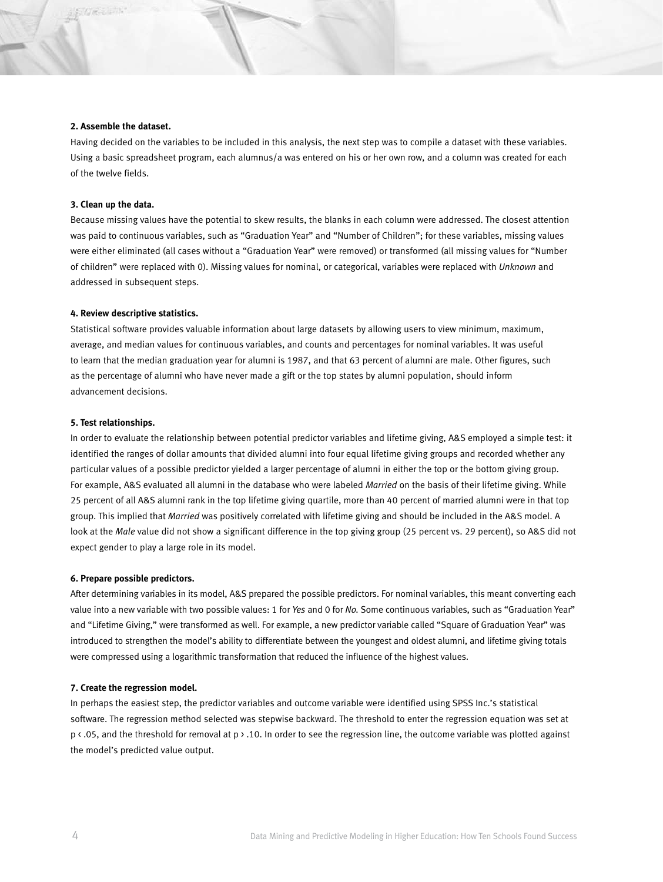**2. Assemble the dataset.**

Having decided on the variables to be included in this analysis, the next step was to compile a dataset with these variables. Using a basic spreadsheet program, each alumnus/a was entered on his or her own row, and a column was created for each of the twelve fields.

**3. Clean up the data.**

Because missing values have the potential to skew results, the blanks in each column were addressed. The closest attention was paid to continuous variables, such as "Graduation Year" and "Number of Children"; for these variables, missing values were either eliminated (all cases without a "Graduation Year" were removed) or transformed (all missing values for "Number of children" were replaced with 0). Missing values for nominal, or categorical, variables were replaced with *Unknown* and addressed in subsequent steps.

**4. Review descriptive statistics.**

Statistical software provides valuable information about large datasets by allowing users to view minimum, maximum, average, and median values for continuous variables, and counts and percentages for nominal variables. It was useful to learn that the median graduation year for alumni is 1987, and that 63 percent of alumni are male. Other figures, such as the percentage of alumni who have never made a gift or the top states by alumni population, should inform advancement decisions.

**5. Test relationships.**

In order to evaluate the relationship between potential predictor variables and lifetime giving, A&S employed a simple test: it identified the ranges of dollar amounts that divided alumni into four equal lifetime giving groups and recorded whether any particular values of a possible predictor yielded a larger percentage of alumni in either the top or the bottom giving group. For example, A&S evaluated all alumni in the database who were labeled *Married* on the basis of their lifetime giving. While 25 percent of all A&S alumni rank in the top lifetime giving quartile, more than 40 percent of married alumni were in that top group. This implied that *Married* was positively correlated with lifetime giving and should be included in the A&S model. A look at the *Male* value did not show a significant difference in the top giving group (25 percent vs. 29 percent), so A&S did not expect gender to play a large role in its model.

**6. Prepare possible predictors.**

After determining variables in its model, A&S prepared the possible predictors. For nominal variables, this meant converting each value into a new variable with two possible values: 1 for *Yes* and 0 for *No.* Some continuous variables, such as "Graduation Year" and "Lifetime Giving," were transformed as well. For example, a new predictor variable called "Square of Graduation Year" was introduced to strengthen the model's ability to differentiate between the youngest and oldest alumni, and lifetime giving totals were compressed using a logarithmic transformation that reduced the influence of the highest values.

**7. Create the regression model.**

In perhaps the easiest step, the predictor variables and outcome variable were identified using SPSS Inc.'s statistical software. The regression method selected was stepwise backward. The threshold to enter the regression equation was set at $p < .05$, and the threshold for removal at $p > .10$. In order to see the regression line, the outcome variable was plotted against the model's predicted value output.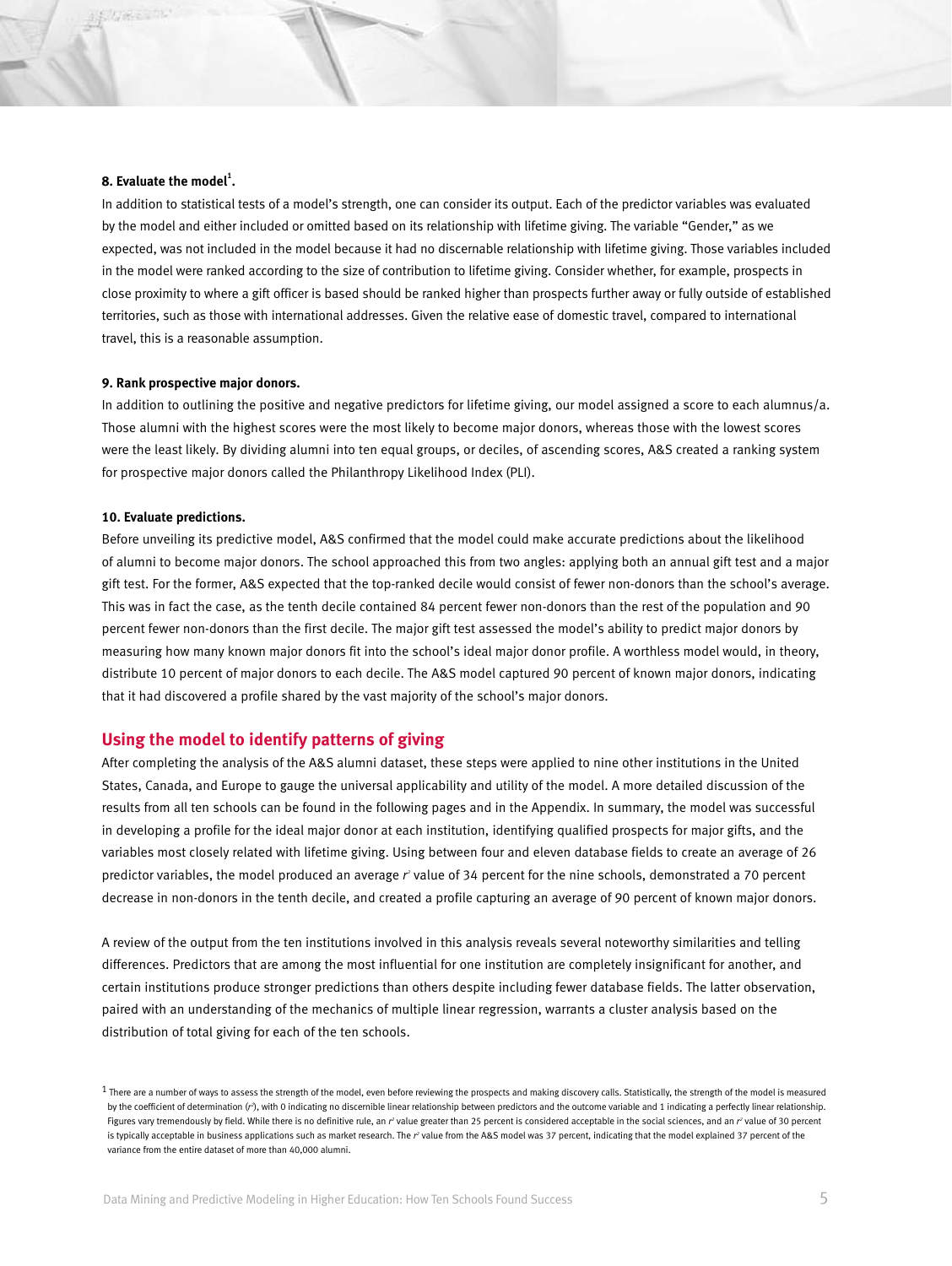**8. Evaluate the model[1].**

In addition to statistical tests of a model's strength, one can consider its output. Each of the predictor variables was evaluated by the model and either included or omitted based on its relationship with lifetime giving. The variable "Gender," as we expected, was not included in the model because it had no discernable relationship with lifetime giving. Those variables included in the model were ranked according to the size of contribution to lifetime giving. Consider whether, for example, prospects in close proximity to where a gift officer is based should be ranked higher than prospects further away or fully outside of established territories, such as those with international addresses. Given the relative ease of domestic travel, compared to international travel, this is a reasonable assumption.

**9. Rank prospective major donors.**

In addition to outlining the positive and negative predictors for lifetime giving, our model assigned a score to each alumnus/a. Those alumni with the highest scores were the most likely to become major donors, whereas those with the lowest scores were the least likely. By dividing alumni into ten equal groups, or deciles, of ascending scores, A&S created a ranking system for prospective major donors called the Philanthropy Likelihood Index (PLI).

**10. Evaluate predictions.**

Before unveiling its predictive model, A&S confirmed that the model could make accurate predictions about the likelihood of alumni to become major donors. The school approached this from two angles: applying both an annual gift test and a major gift test. For the former, A&S expected that the top-ranked decile would consist of fewer non-donors than the school's average. This was in fact the case, as the tenth decile contained 84 percent fewer non-donors than the rest of the population and 90 percent fewer non-donors than the first decile. The major gift test assessed the model's ability to predict major donors by measuring how many known major donors fit into the school's ideal major donor profile. A worthless model would, in theory, distribute 10 percent of major donors to each decile. The A&S model captured 90 percent of known major donors, indicating that it had discovered a profile shared by the vast majority of the school's major donors.

## Using the model to identify patterns of giving

After completing the analysis of the A&S alumni dataset, these steps were applied to nine other institutions in the United States, Canada, and Europe to gauge the universal applicability and utility of the model. A more detailed discussion of the results from all ten schools can be found in the following pages and in the Appendix. In summary, the model was successful in developing a profile for the ideal major donor at each institution, identifying qualified prospects for major gifts, and the variables most closely related with lifetime giving. Using between four and eleven database fields to create an average of 26 predictor variables, the model produced an average $r^2$ value of 34 percent for the nine schools, demonstrated a 70 percent decrease in non-donors in the tenth decile, and created a profile capturing an average of 90 percent of known major donors.

A review of the output from the ten institutions involved in this analysis reveals several noteworthy similarities and telling differences. Predictors that are among the most influential for one institution are completely insignificant for another, and certain institutions produce stronger predictions than others despite including fewer database fields. The latter observation, paired with an understanding of the mechanics of multiple linear regression, warrants a cluster analysis based on the distribution of total giving for each of the ten schools.

[1] There are a number of ways to assess the strength of the model, even before reviewing the prospects and making discovery calls. Statistically, the strength of the model is measured by the coefficient of determination ($r^2$), with 0 indicating no discernible linear relationship between predictors and the outcome variable and 1 indicating a perfectly linear relationship. Figures vary tremendously by field. While there is no definitive rule, an $r^2$ value greater than 25 percent is considered acceptable in the social sciences, and an $r^2$ value of 30 percent is typically acceptable in business applications such as market research. The $r^2$ value from the A&S model was 37 percent, indicating that the model explained 37 percent of the variance from the entire dataset of more than 40,000 alumni.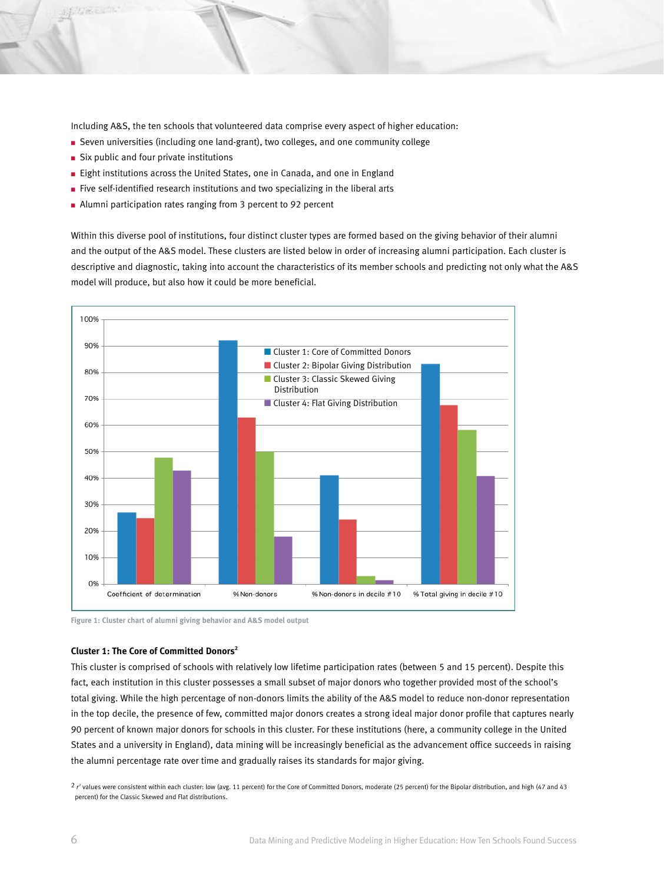Including A&S, the ten schools that volunteered data comprise every aspect of higher education:

- Seven universities (including one land-grant), two colleges, and one community college
- Six public and four private institutions
- Eight institutions across the United States, one in Canada, and one in England
- Five self-identified research institutions and two specializing in the liberal arts
- Alumni participation rates ranging from 3 percent to 92 percent

Within this diverse pool of institutions, four distinct cluster types are formed based on the giving behavior of their alumni and the output of the A&S model. These clusters are listed below in order of increasing alumni participation. Each cluster is descriptive and diagnostic, taking into account the characteristics of its member schools and predicting not only what the A&S model will produce, but also how it could be more beneficial.

Figure 1: Cluster chart of alumni giving behavior and A&S model output

### Cluster 1: The Core of Committed Donors[2]

This cluster is comprised of schools with relatively low lifetime participation rates (between 5 and 15 percent). Despite this fact, each institution in this cluster possesses a small subset of major donors who together provided most of the school's total giving. While the high percentage of non-donors limits the ability of the A&S model to reduce non-donor representation in the top decile, the presence of few, committed major donors creates a strong ideal major donor profile that captures nearly 90 percent of known major donors for schools in this cluster. For these institutions (here, a community college in the United States and a university in England), data mining will be increasingly beneficial as the advancement office succeeds in raising the alumni percentage rate over time and gradually raises its standards for major giving.

[2] $r^2$ values were consistent within each cluster: low (avg. 11 percent) for the Core of Committed Donors, moderate (25 percent) for the Bipolar distribution, and high (47 and 43 percent) for the Classic Skewed and Flat distributions.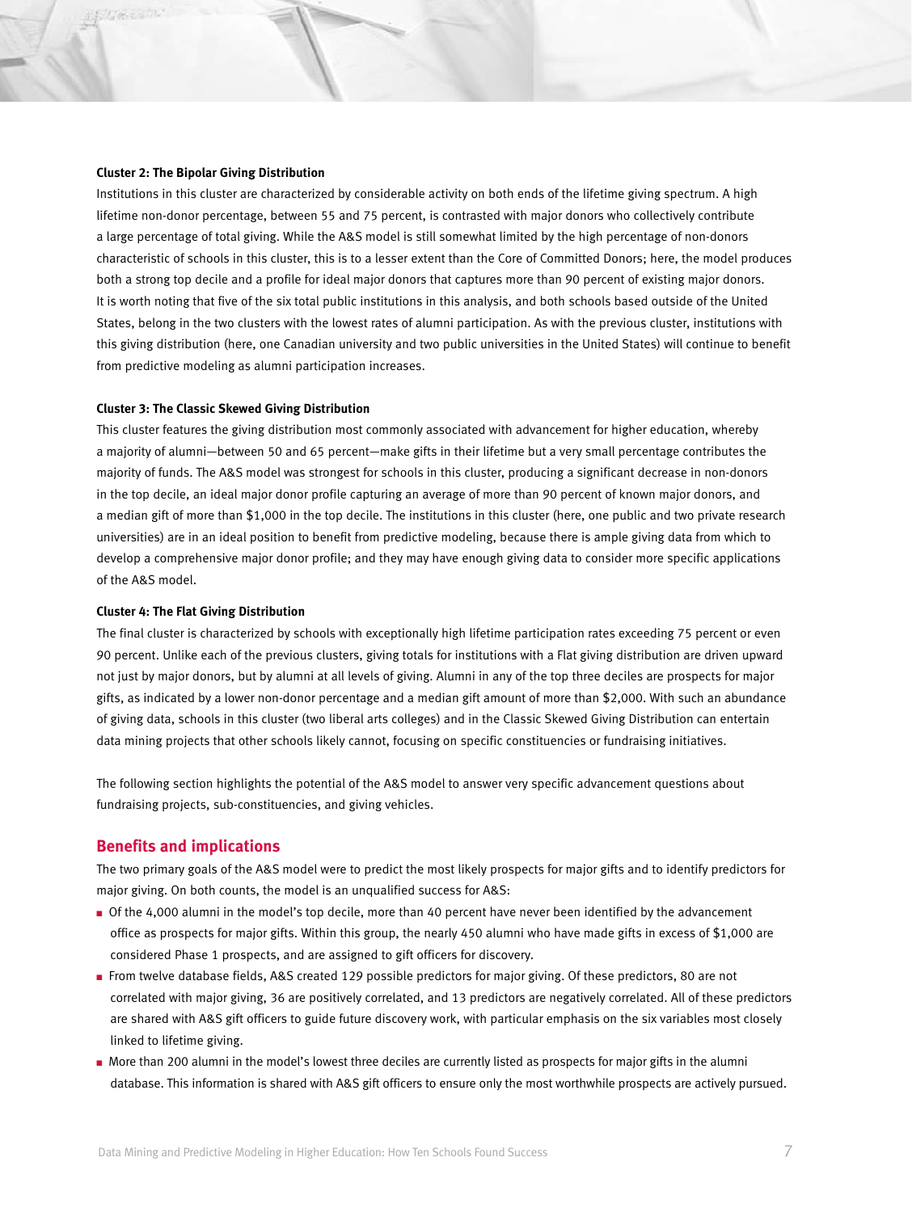**Cluster 2: The Bipolar Giving Distribution**

Institutions in this cluster are characterized by considerable activity on both ends of the lifetime giving spectrum. A high lifetime non-donor percentage, between 55 and 75 percent, is contrasted with major donors who collectively contribute a large percentage of total giving. While the A&S model is still somewhat limited by the high percentage of non-donors characteristic of schools in this cluster, this is to a lesser extent than the Core of Committed Donors; here, the model produces both a strong top decile and a profile for ideal major donors that captures more than 90 percent of existing major donors. It is worth noting that five of the six total public institutions in this analysis, and both schools based outside of the United States, belong in the two clusters with the lowest rates of alumni participation. As with the previous cluster, institutions with this giving distribution (here, one Canadian university and two public universities in the United States) will continue to benefit from predictive modeling as alumni participation increases.

**Cluster 3: The Classic Skewed Giving Distribution**

This cluster features the giving distribution most commonly associated with advancement for higher education, whereby a majority of alumni—between 50 and 65 percent—make gifts in their lifetime but a very small percentage contributes the majority of funds. The A&S model was strongest for schools in this cluster, producing a significant decrease in non-donors in the top decile, an ideal major donor profile capturing an average of more than 90 percent of known major donors, and a median gift of more than $1,000 in the top decile. The institutions in this cluster (here, one public and two private research universities) are in an ideal position to benefit from predictive modeling, because there is ample giving data from which to develop a comprehensive major donor profile; and they may have enough giving data to consider more specific applications of the A&S model.

**Cluster 4: The Flat Giving Distribution**

The final cluster is characterized by schools with exceptionally high lifetime participation rates exceeding 75 percent or even 90 percent. Unlike each of the previous clusters, giving totals for institutions with a Flat giving distribution are driven upward not just by major donors, but by alumni at all levels of giving. Alumni in any of the top three deciles are prospects for major gifts, as indicated by a lower non-donor percentage and a median gift amount of more than $2,000. With such an abundance of giving data, schools in this cluster (two liberal arts colleges) and in the Classic Skewed Giving Distribution can entertain data mining projects that other schools likely cannot, focusing on specific constituencies or fundraising initiatives.

The following section highlights the potential of the A&S model to answer very specific advancement questions about fundraising projects, sub-constituencies, and giving vehicles.

## Benefits and implications

The two primary goals of the A&S model were to predict the most likely prospects for major gifts and to identify predictors for major giving. On both counts, the model is an unqualified success for A&S:

- Of the 4,000 alumni in the model's top decile, more than 40 percent have never been identified by the advancement office as prospects for major gifts. Within this group, the nearly 450 alumni who have made gifts in excess of $1,000 are considered Phase 1 prospects, and are assigned to gift officers for discovery.
- From twelve database fields, A&S created 129 possible predictors for major giving. Of these predictors, 80 are not correlated with major giving, 36 are positively correlated, and 13 predictors are negatively correlated. All of these predictors are shared with A&S gift officers to guide future discovery work, with particular emphasis on the six variables most closely linked to lifetime giving.
- More than 200 alumni in the model's lowest three deciles are currently listed as prospects for major gifts in the alumni database. This information is shared with A&S gift officers to ensure only the most worthwhile prospects are actively pursued.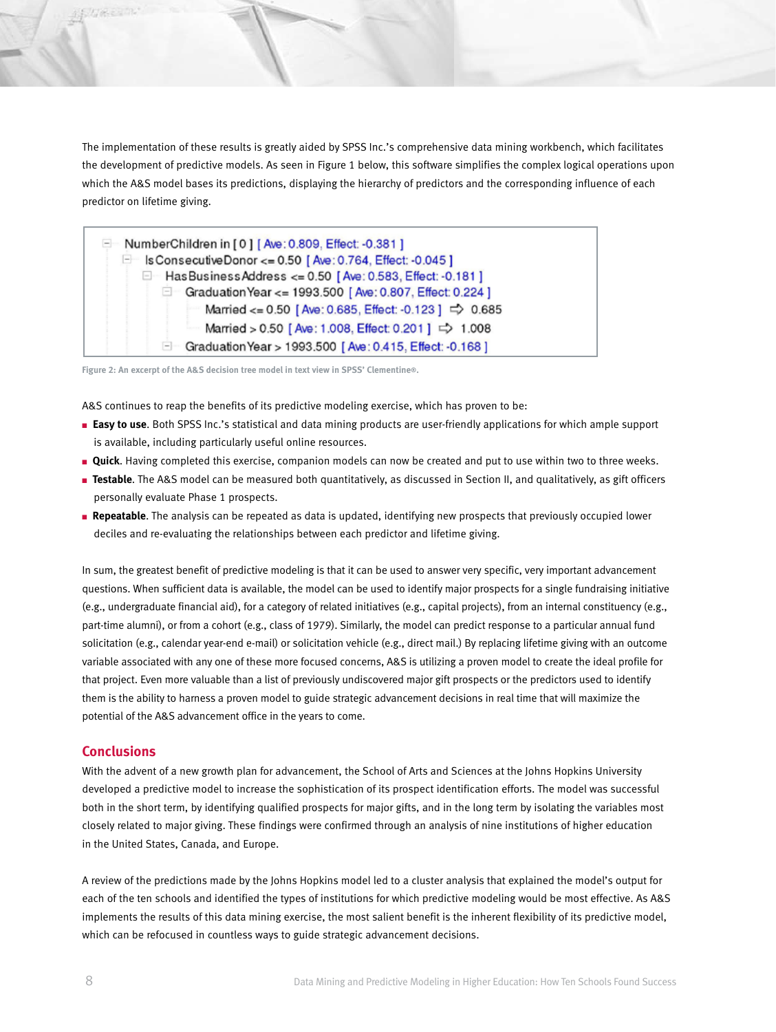The implementation of these results is greatly aided by SPSS Inc.'s comprehensive data mining workbench, which facilitates the development of predictive models. As seen in Figure 1 below, this software simplifies the complex logical operations upon which the A&S model bases its predictions, displaying the hierarchy of predictors and the corresponding influence of each predictor on lifetime giving.

```
⊟ NumberChildren in [ 0 ] [ Ave: 0.809, Effect: -0.381 ]
   ⊟ IsConsecutiveDonor <= 0.50 [ Ave: 0.764, Effect: -0.045 ]
      ⊟ HasBusinessAddress <= 0.50 [ Ave: 0.583, Effect: -0.181 ]
         ⊟ GraduationYear <= 1993.500 [ Ave: 0.807, Effect: 0.224 ]
              Married <= 0.50 [ Ave: 0.685, Effect: -0.123 ] ⇨ 0.685
              Married > 0.50 [ Ave: 1.008, Effect: 0.201 ] ⇨ 1.008
         ⊟ GraduationYear > 1993.500 [ Ave: 0.415, Effect: -0.168 ]
```

Figure 2: An excerpt of the A&S decision tree model in text view in SPSS' Clementine®.

A&S continues to reap the benefits of its predictive modeling exercise, which has proven to be:

- **Easy to use**. Both SPSS Inc.'s statistical and data mining products are user-friendly applications for which ample support is available, including particularly useful online resources.
- **Quick**. Having completed this exercise, companion models can now be created and put to use within two to three weeks.
- **Testable**. The A&S model can be measured both quantitatively, as discussed in Section II, and qualitatively, as gift officers personally evaluate Phase 1 prospects.
- **Repeatable**. The analysis can be repeated as data is updated, identifying new prospects that previously occupied lower deciles and re-evaluating the relationships between each predictor and lifetime giving.

In sum, the greatest benefit of predictive modeling is that it can be used to answer very specific, very important advancement questions. When sufficient data is available, the model can be used to identify major prospects for a single fundraising initiative (e.g., undergraduate financial aid), for a category of related initiatives (e.g., capital projects), from an internal constituency (e.g., part-time alumni), or from a cohort (e.g., class of 1979). Similarly, the model can predict response to a particular annual fund solicitation (e.g., calendar year-end e-mail) or solicitation vehicle (e.g., direct mail.) By replacing lifetime giving with an outcome variable associated with any one of these more focused concerns, A&S is utilizing a proven model to create the ideal profile for that project. Even more valuable than a list of previously undiscovered major gift prospects or the predictors used to identify them is the ability to harness a proven model to guide strategic advancement decisions in real time that will maximize the potential of the A&S advancement office in the years to come.

## Conclusions

With the advent of a new growth plan for advancement, the School of Arts and Sciences at the Johns Hopkins University developed a predictive model to increase the sophistication of its prospect identification efforts. The model was successful both in the short term, by identifying qualified prospects for major gifts, and in the long term by isolating the variables most closely related to major giving. These findings were confirmed through an analysis of nine institutions of higher education in the United States, Canada, and Europe.

A review of the predictions made by the Johns Hopkins model led to a cluster analysis that explained the model's output for each of the ten schools and identified the types of institutions for which predictive modeling would be most effective. As A&S implements the results of this data mining exercise, the most salient benefit is the inherent flexibility of its predictive model, which can be refocused in countless ways to guide strategic advancement decisions.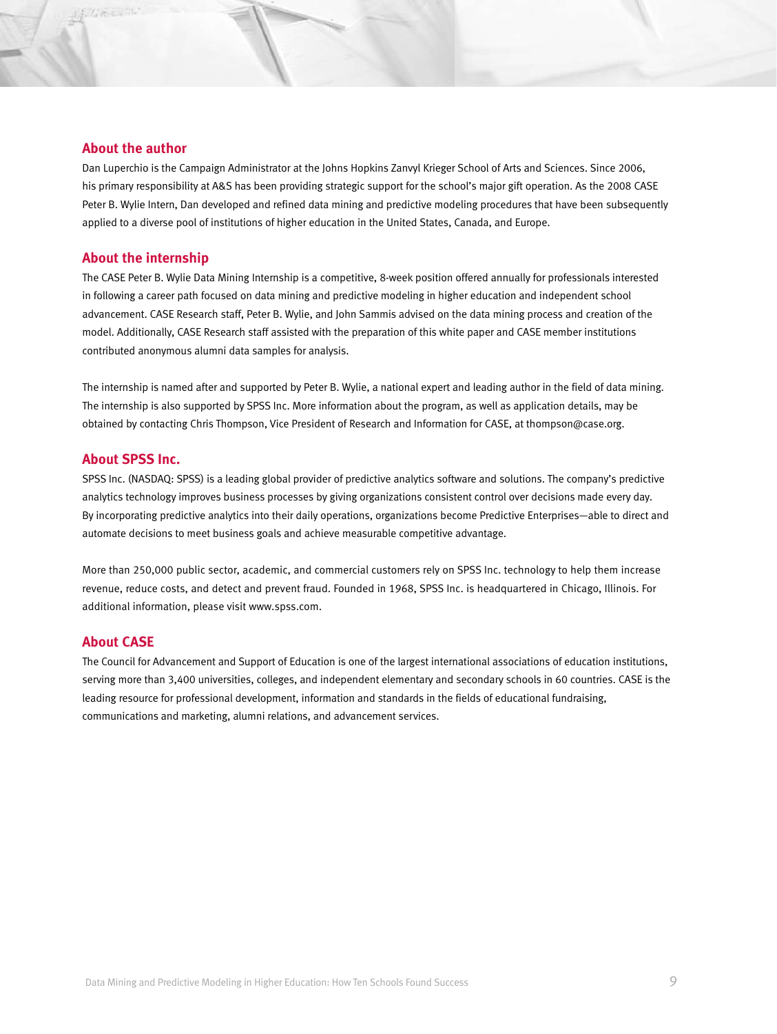## About the author

Dan Luperchio is the Campaign Administrator at the Johns Hopkins Zanvyl Krieger School of Arts and Sciences. Since 2006, his primary responsibility at A&S has been providing strategic support for the school's major gift operation. As the 2008 CASE Peter B. Wylie Intern, Dan developed and refined data mining and predictive modeling procedures that have been subsequently applied to a diverse pool of institutions of higher education in the United States, Canada, and Europe.

## About the internship

The CASE Peter B. Wylie Data Mining Internship is a competitive, 8-week position offered annually for professionals interested in following a career path focused on data mining and predictive modeling in higher education and independent school advancement. CASE Research staff, Peter B. Wylie, and John Sammis advised on the data mining process and creation of the model. Additionally, CASE Research staff assisted with the preparation of this white paper and CASE member institutions contributed anonymous alumni data samples for analysis.

The internship is named after and supported by Peter B. Wylie, a national expert and leading author in the field of data mining. The internship is also supported by SPSS Inc. More information about the program, as well as application details, may be obtained by contacting Chris Thompson, Vice President of Research and Information for CASE, at thompson@case.org.

## About SPSS Inc.

SPSS Inc. (NASDAQ: SPSS) is a leading global provider of predictive analytics software and solutions. The company's predictive analytics technology improves business processes by giving organizations consistent control over decisions made every day. By incorporating predictive analytics into their daily operations, organizations become Predictive Enterprises—able to direct and automate decisions to meet business goals and achieve measurable competitive advantage.

More than 250,000 public sector, academic, and commercial customers rely on SPSS Inc. technology to help them increase revenue, reduce costs, and detect and prevent fraud. Founded in 1968, SPSS Inc. is headquartered in Chicago, Illinois. For additional information, please visit www.spss.com.

## About CASE

The Council for Advancement and Support of Education is one of the largest international associations of education institutions, serving more than 3,400 universities, colleges, and independent elementary and secondary schools in 60 countries. CASE is the leading resource for professional development, information and standards in the fields of educational fundraising, communications and marketing, alumni relations, and advancement services.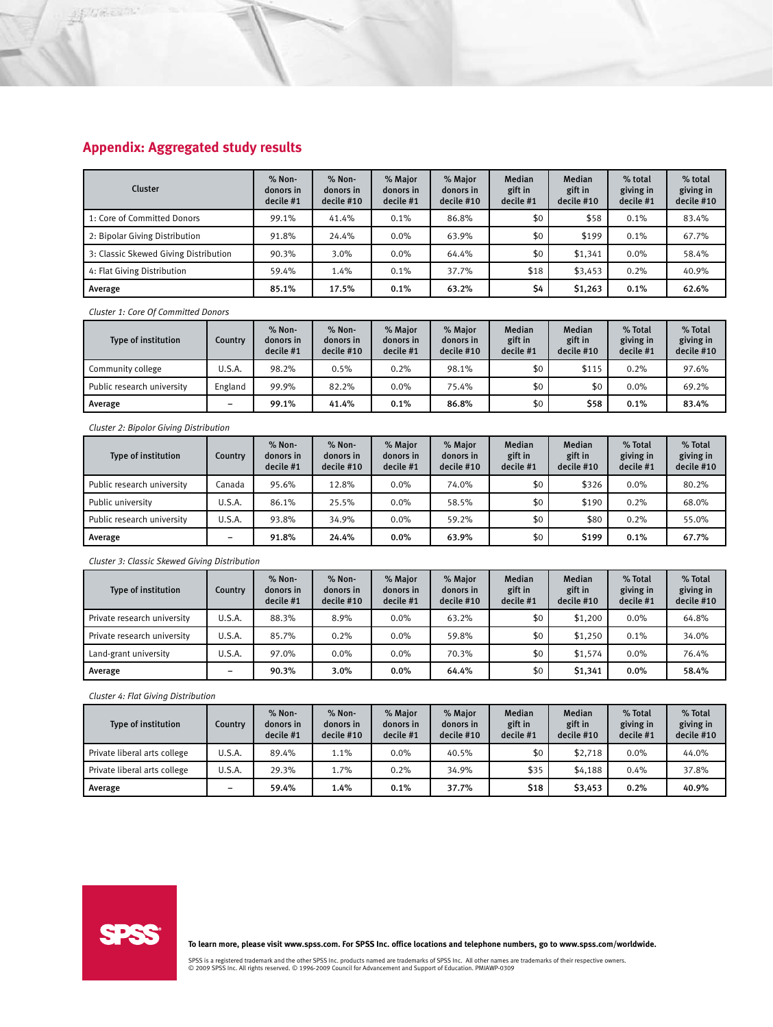## Appendix: Aggregated study results

| Cluster | % Non-donors in decile #1 | % Non-donors in decile #10 | % Major donors in decile #1 | % Major donors in decile #10 | Median gift in decile #1 | Median gift in decile #10 | % total giving in decile #1 | % total giving in decile #10 |
|---|---|---|---|---|---|---|---|---|
| 1: Core of Committed Donors | 99.1% | 41.4% | 0.1% | 86.8% | $0 | $58 | 0.1% | 83.4% |
| 2: Bipolar Giving Distribution | 91.8% | 24.4% | 0.0% | 63.9% | $0 | $199 | 0.1% | 67.7% |
| 3: Classic Skewed Giving Distribution | 90.3% | 3.0% | 0.0% | 64.4% | $0 | $1,341 | 0.0% | 58.4% |
| 4: Flat Giving Distribution | 59.4% | 1.4% | 0.1% | 37.7% | $18 | $3,453 | 0.2% | 40.9% |
| **Average** | **85.1%** | **17.5%** | **0.1%** | **63.2%** | **$4** | **$1,263** | **0.1%** | **62.6%** |

*Cluster 1: Core Of Committed Donors*

| Type of institution | Country | % Non-donors in decile #1 | % Non-donors in decile #10 | % Major donors in decile #1 | % Major donors in decile #10 | Median gift in decile #1 | Median gift in decile #10 | % Total giving in decile #1 | % Total giving in decile #10 |
|---|---|---|---|---|---|---|---|---|---|
| Community college | U.S.A. | 98.2% | 0.5% | 0.2% | 98.1% | $0 | $115 | 0.2% | 97.6% |
| Public research university | England | 99.9% | 82.2% | 0.0% | 75.4% | $0 | $0 | 0.0% | 69.2% |
| **Average** | – | **99.1%** | **41.4%** | **0.1%** | **86.8%** | $0 | **$58** | **0.1%** | **83.4%** |

*Cluster 2: Bipolor Giving Distribution*

| Type of institution | Country | % Non-donors in decile #1 | % Non-donors in decile #10 | % Major donors in decile #1 | % Major donors in decile #10 | Median gift in decile #1 | Median gift in decile #10 | % Total giving in decile #1 | % Total giving in decile #10 |
|---|---|---|---|---|---|---|---|---|---|
| Public research university | Canada | 95.6% | 12.8% | 0.0% | 74.0% | $0 | $326 | 0.0% | 80.2% |
| Public university | U.S.A. | 86.1% | 25.5% | 0.0% | 58.5% | $0 | $190 | 0.2% | 68.0% |
| Public research university | U.S.A. | 93.8% | 34.9% | 0.0% | 59.2% | $0 | $80 | 0.2% | 55.0% |
| **Average** | – | **91.8%** | **24.4%** | **0.0%** | **63.9%** | $0 | **$199** | **0.1%** | **67.7%** |

*Cluster 3: Classic Skewed Giving Distribution*

| Type of institution | Country | % Non-donors in decile #1 | % Non-donors in decile #10 | % Major donors in decile #1 | % Major donors in decile #10 | Median gift in decile #1 | Median gift in decile #10 | % Total giving in decile #1 | % Total giving in decile #10 |
|---|---|---|---|---|---|---|---|---|---|
| Private research university | U.S.A. | 88.3% | 8.9% | 0.0% | 63.2% | $0 | $1,200 | 0.0% | 64.8% |
| Private research university | U.S.A. | 85.7% | 0.2% | 0.0% | 59.8% | $0 | $1,250 | 0.1% | 34.0% |
| Land-grant university | U.S.A. | 97.0% | 0.0% | 0.0% | 70.3% | $0 | $1,574 | 0.0% | 76.4% |
| **Average** | – | **90.3%** | **3.0%** | **0.0%** | **64.4%** | $0 | **$1,341** | **0.0%** | **58.4%** |

*Cluster 4: Flat Giving Distribution*

| Type of institution | Country | % Non-donors in decile #1 | % Non-donors in decile #10 | % Major donors in decile #1 | % Major donors in decile #10 | Median gift in decile #1 | Median gift in decile #10 | % Total giving in decile #1 | % Total giving in decile #10 |
|---|---|---|---|---|---|---|---|---|---|
| Private liberal arts college | U.S.A. | 89.4% | 1.1% | 0.0% | 40.5% | $0 | $2,718 | 0.0% | 44.0% |
| Private liberal arts college | U.S.A. | 29.3% | 1.7% | 0.2% | 34.9% | $35 | $4,188 | 0.4% | 37.8% |
| **Average** | – | **59.4%** | **1.4%** | **0.1%** | **37.7%** | **$18** | **$3,453** | **0.2%** | **40.9%** |

SPSS

**To learn more, please visit www.spss.com. For SPSS Inc. office locations and telephone numbers, go to www.spss.com/worldwide.**

SPSS is a registered trademark and the other SPSS Inc. products named are trademarks of SPSS Inc. All other names are trademarks of their respective owners.
© 2009 SPSS Inc. All rights reserved. © 1996-2009 Council for Advancement and Support of Education. PMIAWP-0309